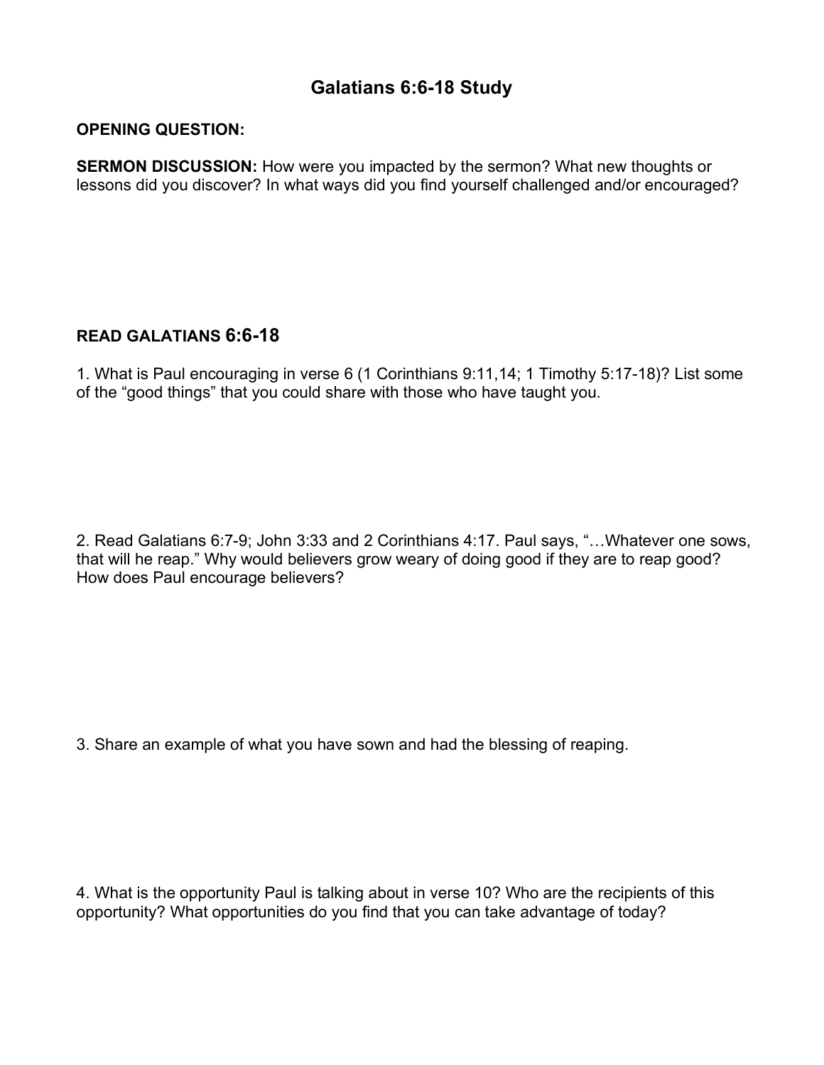# Galatians 6:6-18 Study

**OPENING QUESTION:**

**SERMON DISCUSSION:** How were you impacted by the sermon? What new thoughts or lessons did you discover? In what ways did you find yourself challenged and/or encouraged?

**READ GALATIANS 6:6-18**

1. What is Paul encouraging in verse 6 (1 Corinthians 9:11,14; 1 Timothy 5:17-18)? List some of the "good things" that you could share with those who have taught you.

2. Read Galatians 6:7-9; John 3:33 and 2 Corinthians 4:17. Paul says, "…Whatever one sows, that will he reap." Why would believers grow weary of doing good if they are to reap good? How does Paul encourage believers?

3. Share an example of what you have sown and had the blessing of reaping.

4. What is the opportunity Paul is talking about in verse 10? Who are the recipients of this opportunity? What opportunities do you find that you can take advantage of today?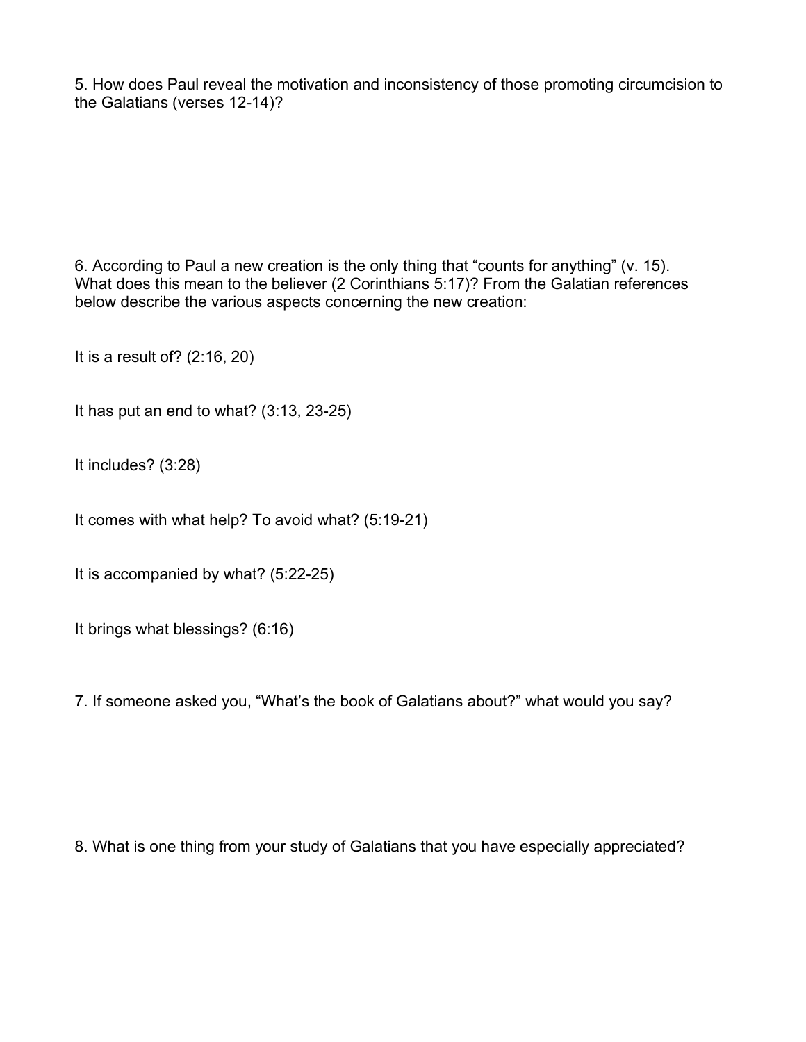5. How does Paul reveal the motivation and inconsistency of those promoting circumcision to the Galatians (verses 12-14)?

6. According to Paul a new creation is the only thing that “counts for anything” (v. 15). What does this mean to the believer (2 Corinthians 5:17)? From the Galatian references below describe the various aspects concerning the new creation:

It is a result of? (2:16, 20)

It has put an end to what? (3:13, 23-25)

It includes? (3:28)

It comes with what help? To avoid what? (5:19-21)

It is accompanied by what? (5:22-25)

It brings what blessings? (6:16)

7. If someone asked you, “What’s the book of Galatians about?” what would you say?

8. What is one thing from your study of Galatians that you have especially appreciated?